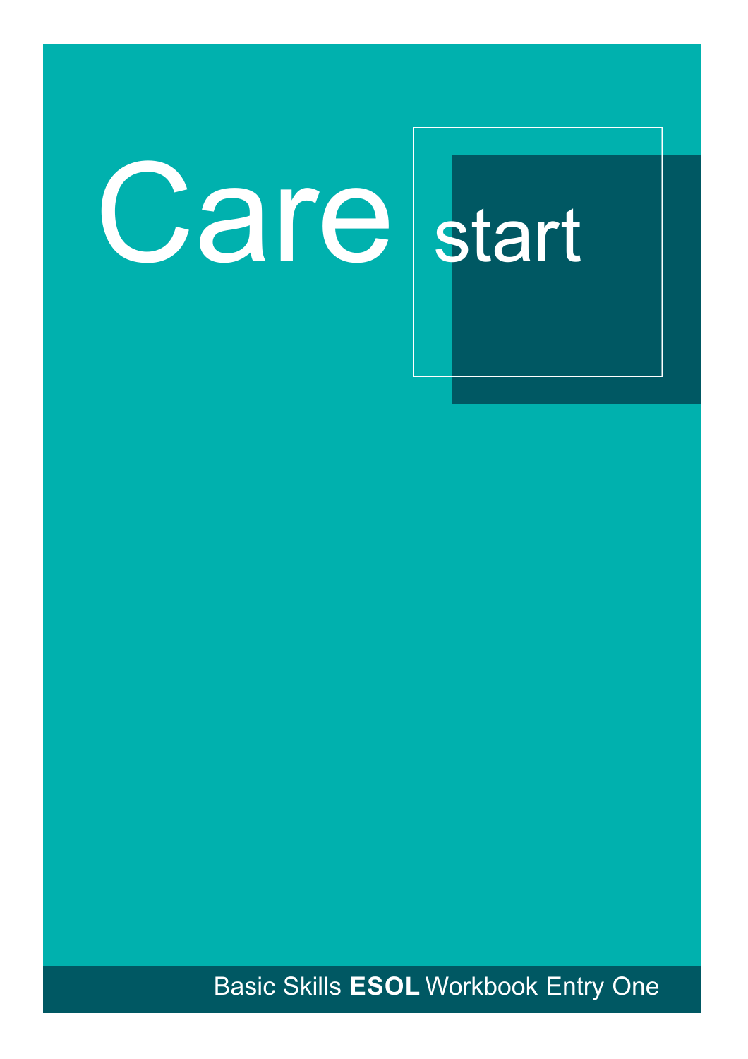# Care start

Basic Skills **ESOL** Workbook Entry One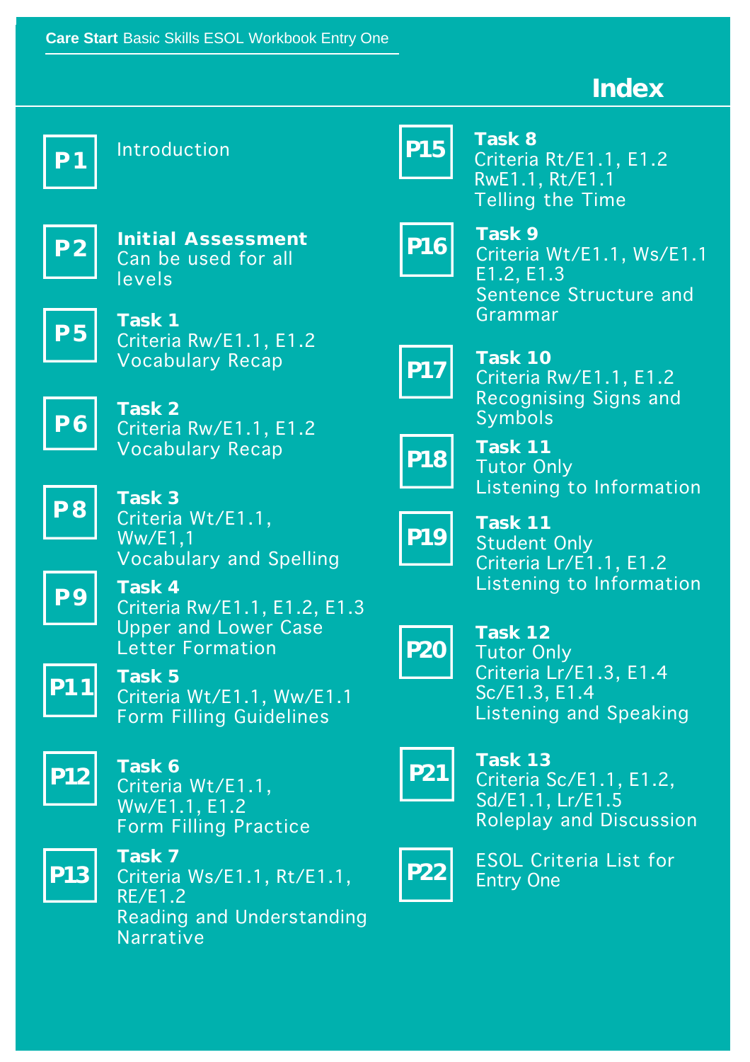# Index

**P1** Introduction

**P2** **Initial Assessment**
Can be used for all levels

**P5** **Task 1**
Criteria Rw/E1.1, E1.2
Vocabulary Recap

**P6** **Task 2**
Criteria Rw/E1.1, E1.2
Vocabulary Recap

**P8** **Task 3**
Criteria Wt/E1.1, Ww/E1,1
Vocabulary and Spelling

**P9** **Task 4**
Criteria Rw/E1.1, E1.2, E1.3
Upper and Lower Case Letter Formation

**P11** **Task 5**
Criteria Wt/E1.1, Ww/E1.1
Form Filling Guidelines

**P12** **Task 6**
Criteria Wt/E1.1, Ww/E1.1, E1.2
Form Filling Practice

**P13** **Task 7**
Criteria Ws/E1.1, Rt/E1.1, RE/E1.2
Reading and Understanding Narrative

**P15** **Task 8**
Criteria Rt/E1.1, E1.2
RwE1.1, Rt/E1.1
Telling the Time

**P16** **Task 9**
Criteria Wt/E1.1, Ws/E1.1 E1.2, E1.3
Sentence Structure and Grammar

**P17** **Task 10**
Criteria Rw/E1.1, E1.2
Recognising Signs and Symbols

**P18** **Task 11**
Tutor Only
Listening to Information

**P19** **Task 11**
Student Only
Criteria Lr/E1.1, E1.2
Listening to Information

**P20** **Task 12**
Tutor Only
Criteria Lr/E1.3, E1.4
Sc/E1.3, E1.4
Listening and Speaking

**P21** **Task 13**
Criteria Sc/E1.1, E1.2, Sd/E1.1, Lr/E1.5
Roleplay and Discussion

**P22** ESOL Criteria List for Entry One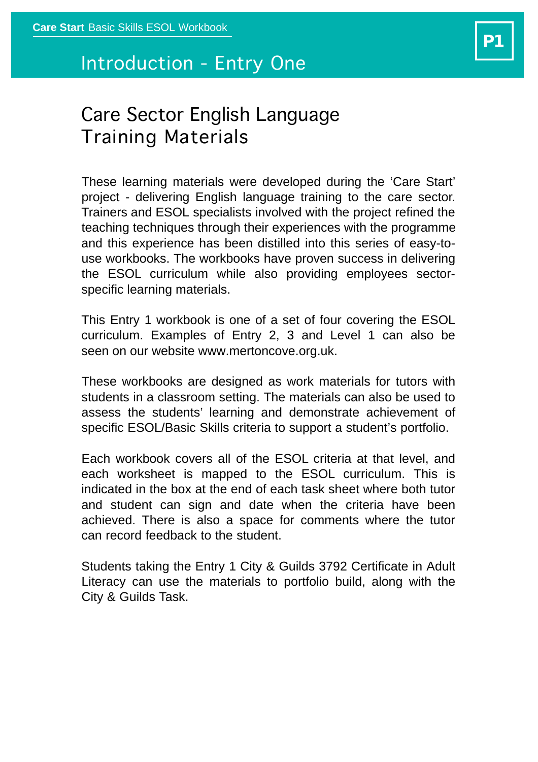# Introduction - Entry One

## Care Sector English Language Training Materials

These learning materials were developed during the 'Care Start' project - delivering English language training to the care sector. Trainers and ESOL specialists involved with the project refined the teaching techniques through their experiences with the programme and this experience has been distilled into this series of easy-to-use workbooks. The workbooks have proven success in delivering the ESOL curriculum while also providing employees sector-specific learning materials.

This Entry 1 workbook is one of a set of four covering the ESOL curriculum. Examples of Entry 2, 3 and Level 1 can also be seen on our website www.mertoncove.org.uk.

These workbooks are designed as work materials for tutors with students in a classroom setting. The materials can also be used to assess the students' learning and demonstrate achievement of specific ESOL/Basic Skills criteria to support a student's portfolio.

Each workbook covers all of the ESOL criteria at that level, and each worksheet is mapped to the ESOL curriculum. This is indicated in the box at the end of each task sheet where both tutor and student can sign and date when the criteria have been achieved. There is also a space for comments where the tutor can record feedback to the student.

Students taking the Entry 1 City & Guilds 3792 Certificate in Adult Literacy can use the materials to portfolio build, along with the City & Guilds Task.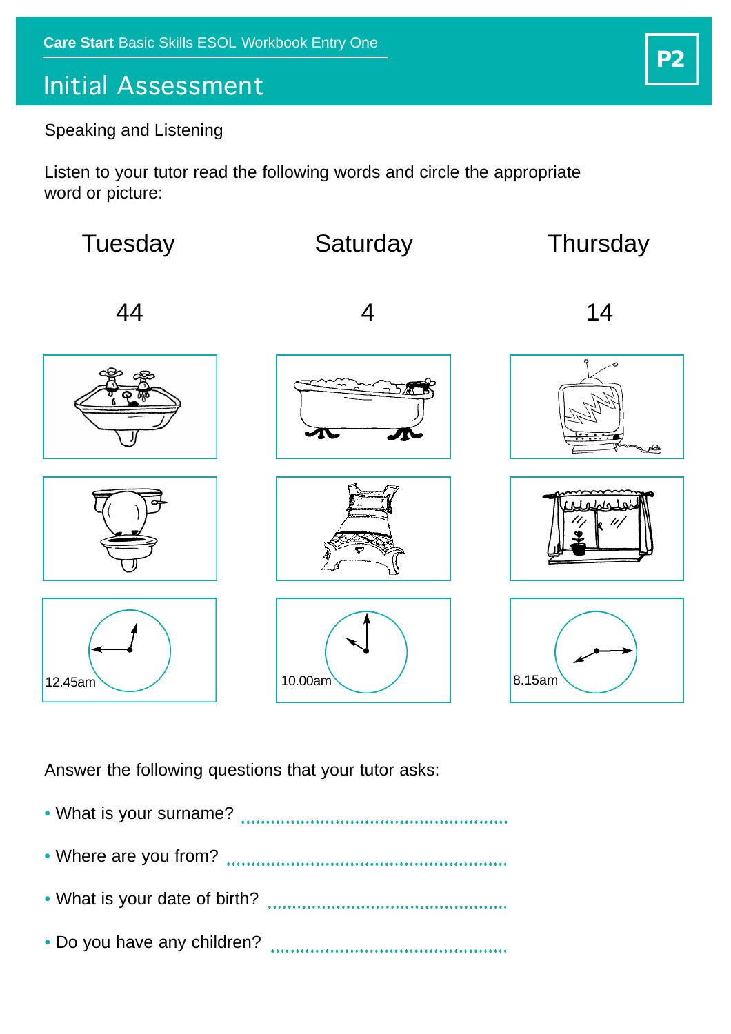Care Start Basic Skills ESOL Workbook Entry One

# Initial Assessment

P2

Speaking and Listening

Listen to your tutor read the following words and circle the appropriate word or picture:

| Tuesday | Saturday | Thursday |
|---|---|---|
| 44 | 4 | 14 |

12.45am

10.00am

8.15am

Answer the following questions that your tutor asks:

- What is your surname? ....................................................
- Where are you from? ....................................................
- What is your date of birth? ....................................................
- Do you have any children? ....................................................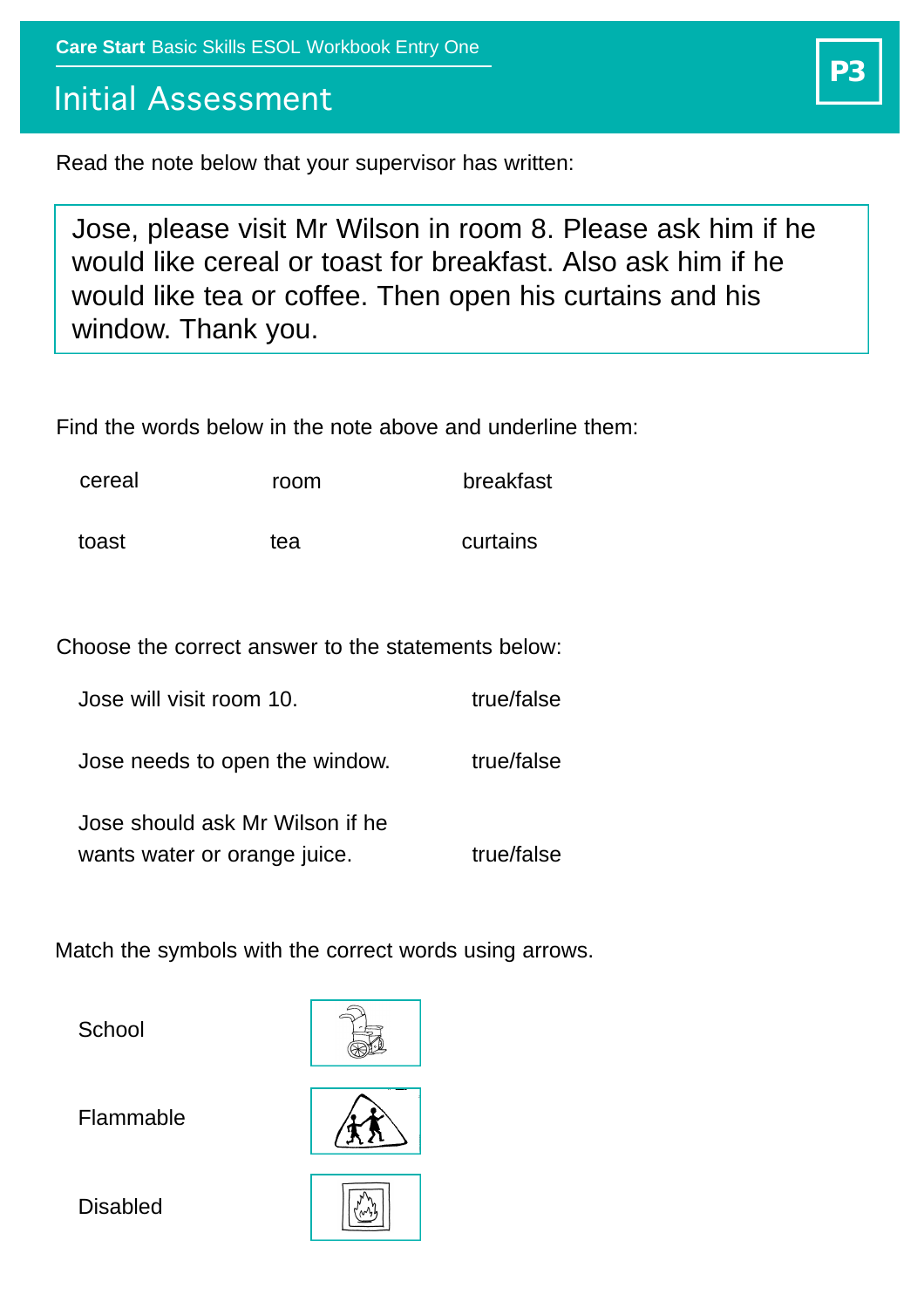**Care Start** Basic Skills ESOL Workbook Entry One

# Initial Assessment

P3

Read the note below that your supervisor has written:

> Jose, please visit Mr Wilson in room 8. Please ask him if he would like cereal or toast for breakfast. Also ask him if he would like tea or coffee. Then open his curtains and his window. Thank you.

Find the words below in the note above and underline them:

| | | |
|---|---|---|
| cereal | room | breakfast |
| toast | tea | curtains |

Choose the correct answer to the statements below:

| | |
|---|---|
| Jose will visit room 10. | true/false |
| Jose needs to open the window. | true/false |
| Jose should ask Mr Wilson if he wants water or orange juice. | true/false |

Match the symbols with the correct words using arrows.

School

Flammable

Disabled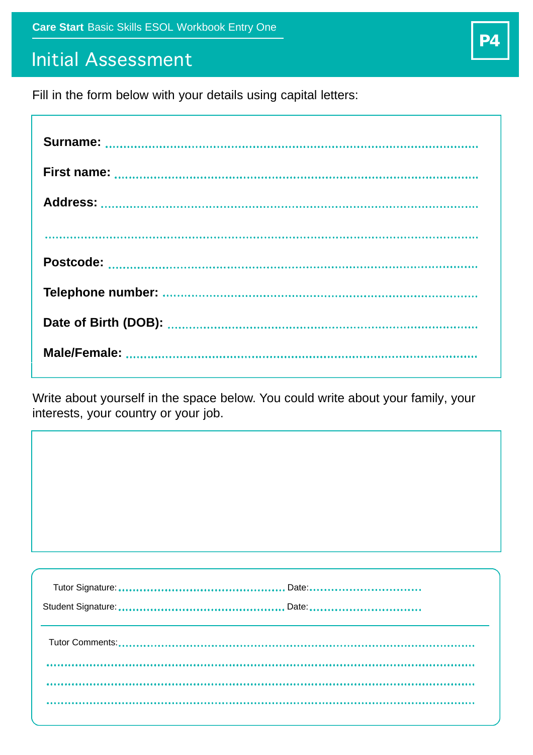**Care Start** Basic Skills ESOL Workbook Entry One

# Initial Assessment

**P4**

Fill in the form below with your details using capital letters:

**Surname:** ..................................................................................................

**First name:** ..................................................................................................

**Address:** ..................................................................................................

..................................................................................................

**Postcode:** ..................................................................................................

**Telephone number:** ..................................................................................................

**Date of Birth (DOB):** ..................................................................................................

**Male/Female:** ..................................................................................................

Write about yourself in the space below. You could write about your family, your interests, your country or your job.

Tutor Signature: ............................................ Date: ................................

Student Signature: ............................................ Date: ................................

Tutor Comments: ..................................................................................................

..................................................................................................

..................................................................................................

..................................................................................................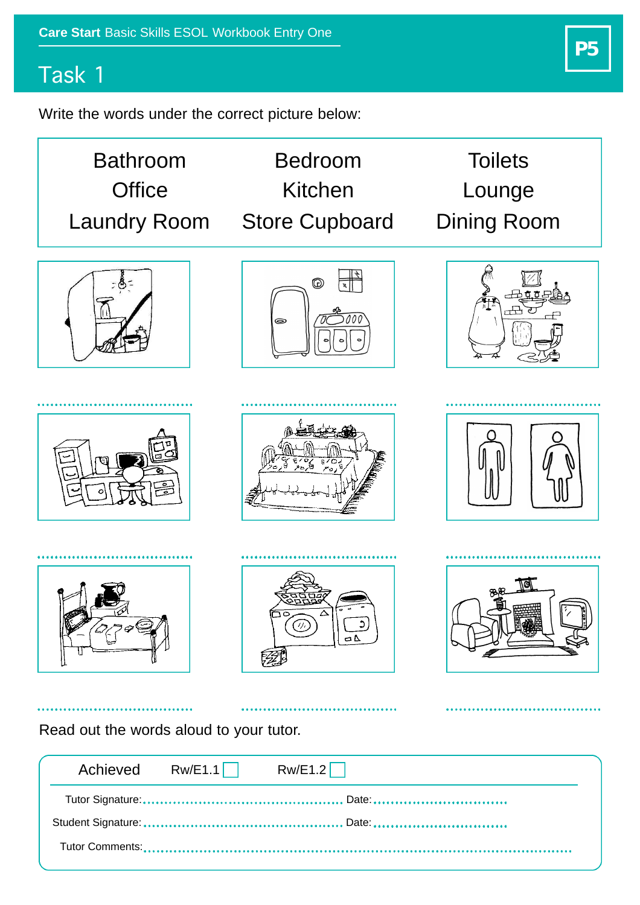**Care Start** Basic Skills ESOL Workbook Entry One

P5

# Task 1

Write the words under the correct picture below:

| | | |
|---|---|---|
| Bathroom | Bedroom | Toilets |
| Office | Kitchen | Lounge |
| Laundry Room | Store Cupboard | Dining Room |

.................................... .................................... ....................................

.................................... .................................... ....................................

.................................... .................................... ....................................

Read out the words aloud to your tutor.

Achieved Rw/E1.1 ☐ Rw/E1.2 ☐

Tutor Signature:............................................ Date:..............................

Student Signature:............................................ Date:..............................

Tutor Comments:..........................................................................................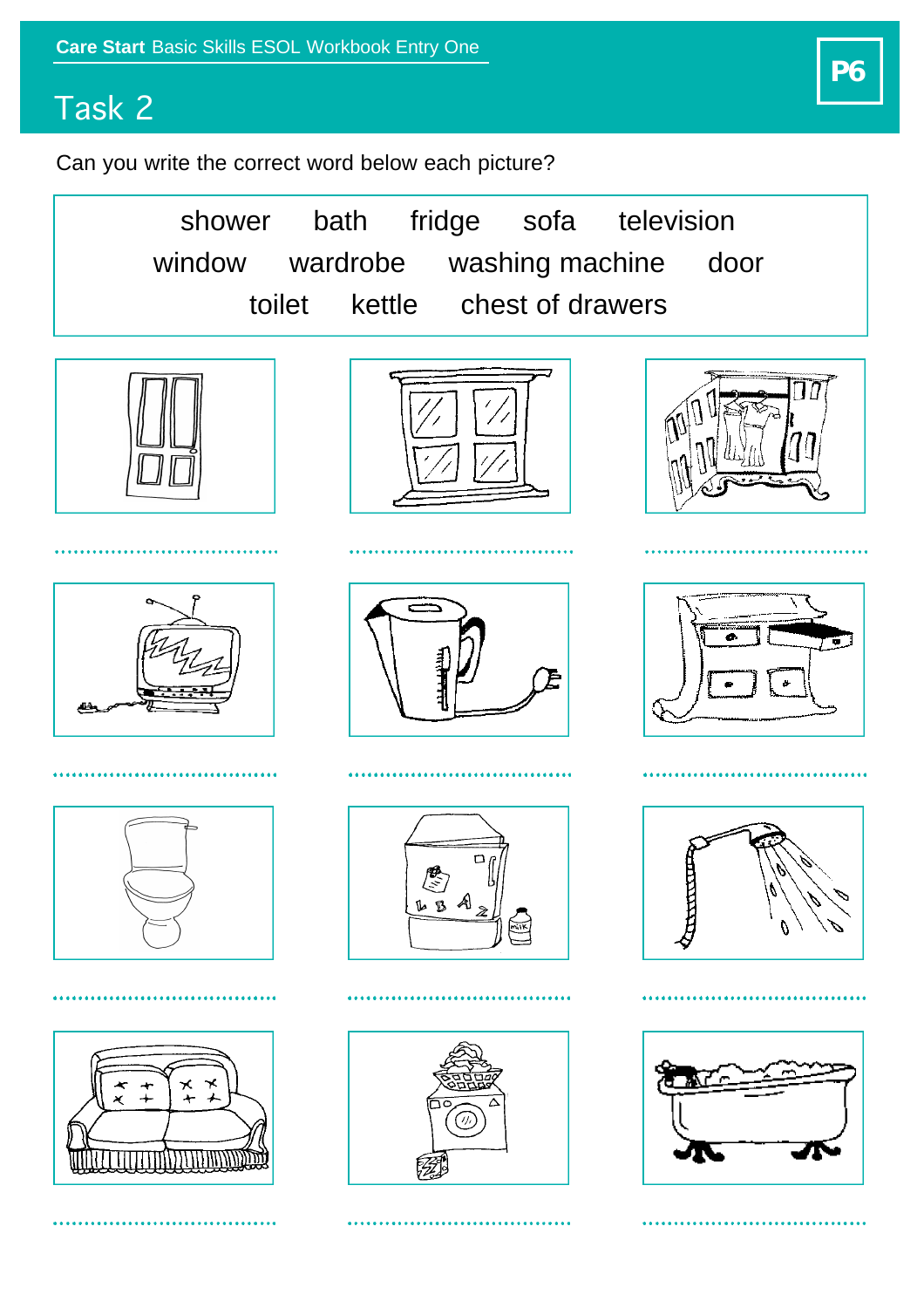Care Start Basic Skills ESOL Workbook Entry One

P6

# Task 2

Can you write the correct word below each picture?

shower bath fridge sofa television
window wardrobe washing machine door
toilet kettle chest of drawers

| | | |
|---|---|---|
| ..................................... | ..................................... | ..................................... |
| ..................................... | ..................................... | ..................................... |
| ..................................... | ..................................... | ..................................... |
| ..................................... | ..................................... | ..................................... |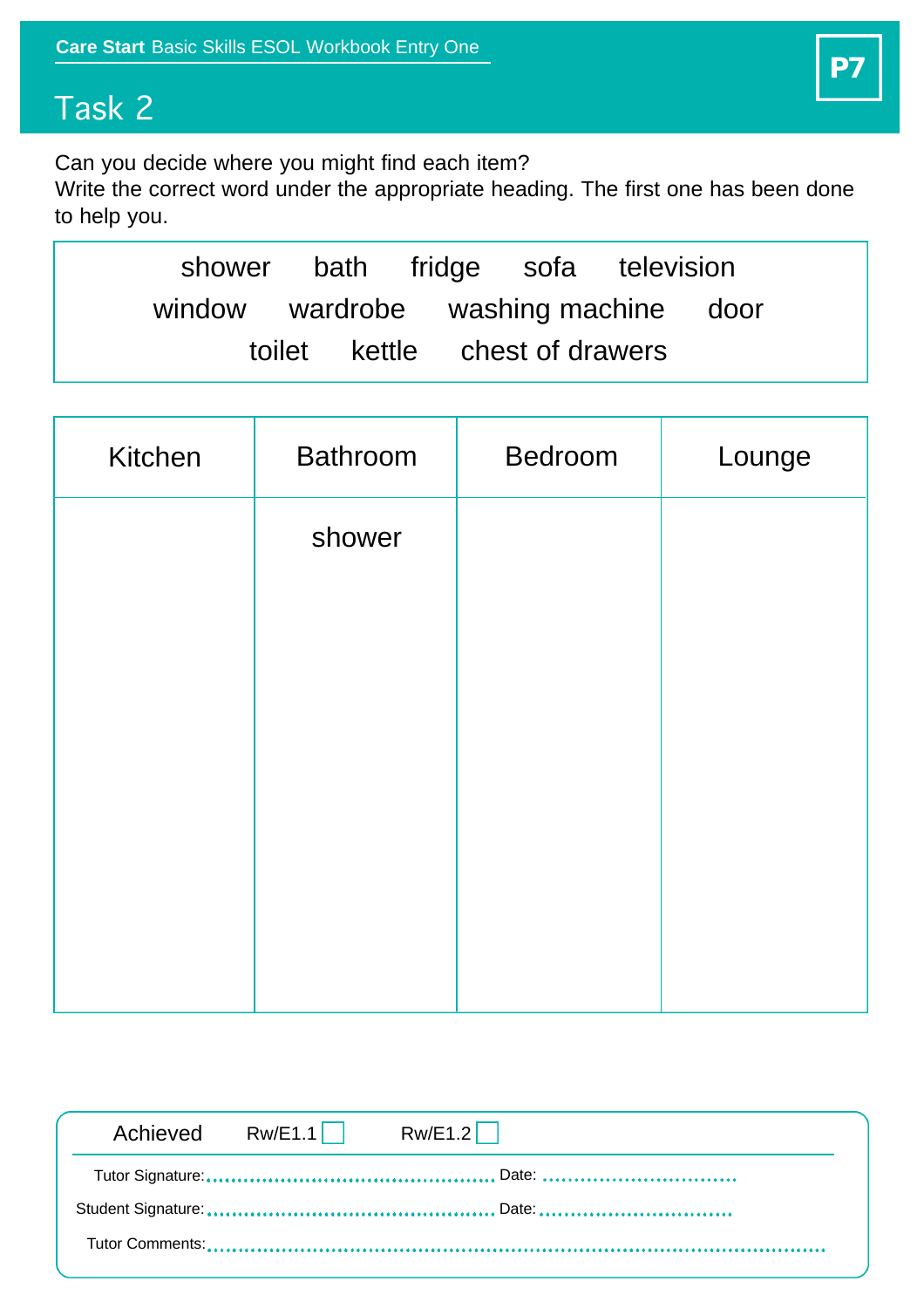**Care Start** Basic Skills ESOL Workbook Entry One

**P7**

# Task 2

Can you decide where you might find each item?
Write the correct word under the appropriate heading. The first one has been done to help you.

shower     bath     fridge     sofa     television
window     wardrobe     washing machine     door
toilet     kettle     chest of drawers

| Kitchen | Bathroom | Bedroom | Lounge |
|---|---|---|---|
| | shower | | |

Achieved     Rw/E1.1 ☐     Rw/E1.2 ☐

Tutor Signature:.............................................. Date: ...............................

Student Signature:.............................................. Date:...............................

Tutor Comments:..........................................................................................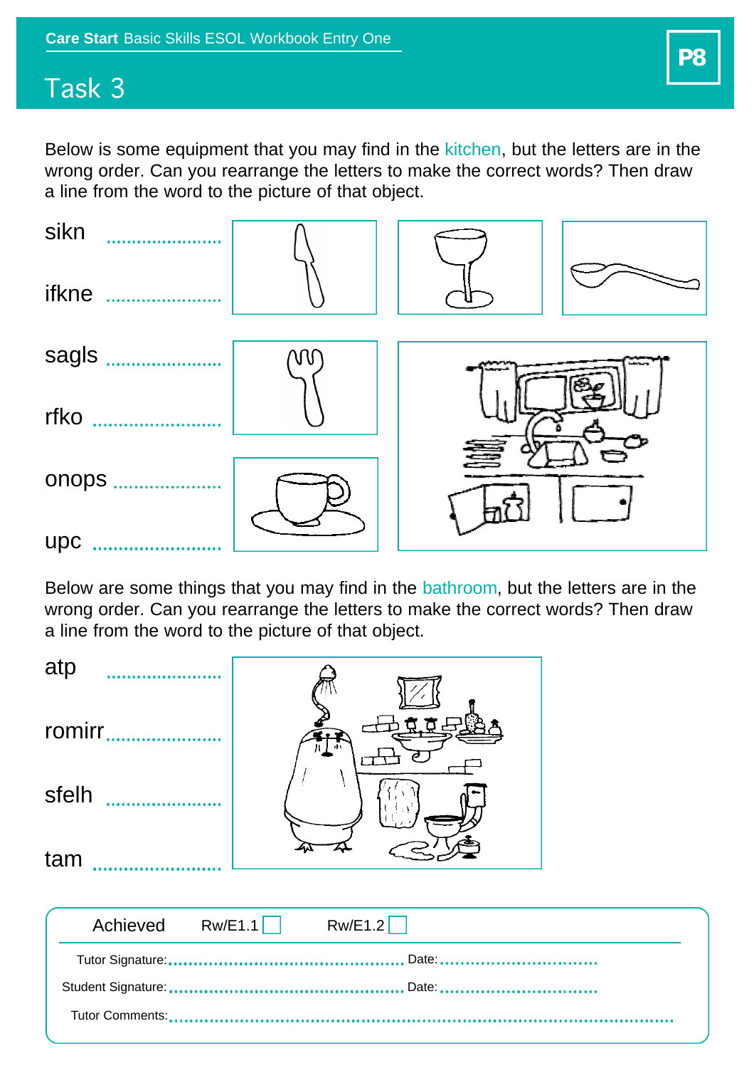**Care Start** Basic Skills ESOL Workbook Entry One

**P8**

# Task 3

Below is some equipment that you may find in the kitchen, but the letters are in the wrong order. Can you rearrange the letters to make the correct words? Then draw a line from the word to the picture of that object.

sikn ........................

ifkne ........................

sagls ........................

rfko ........................

onops ........................

upc ........................

Below are some things that you may find in the bathroom, but the letters are in the wrong order. Can you rearrange the letters to make the correct words? Then draw a line from the word to the picture of that object.

atp ........................

romirr ........................

sfelh ........................

tam ........................

| Achieved | Rw/E1.1 ☐ | Rw/E1.2 ☐ |
|---|---|---|

Tutor Signature: .............................................. Date: ..............................

Student Signature: .............................................. Date: ..............................

Tutor Comments: ..............................................................................................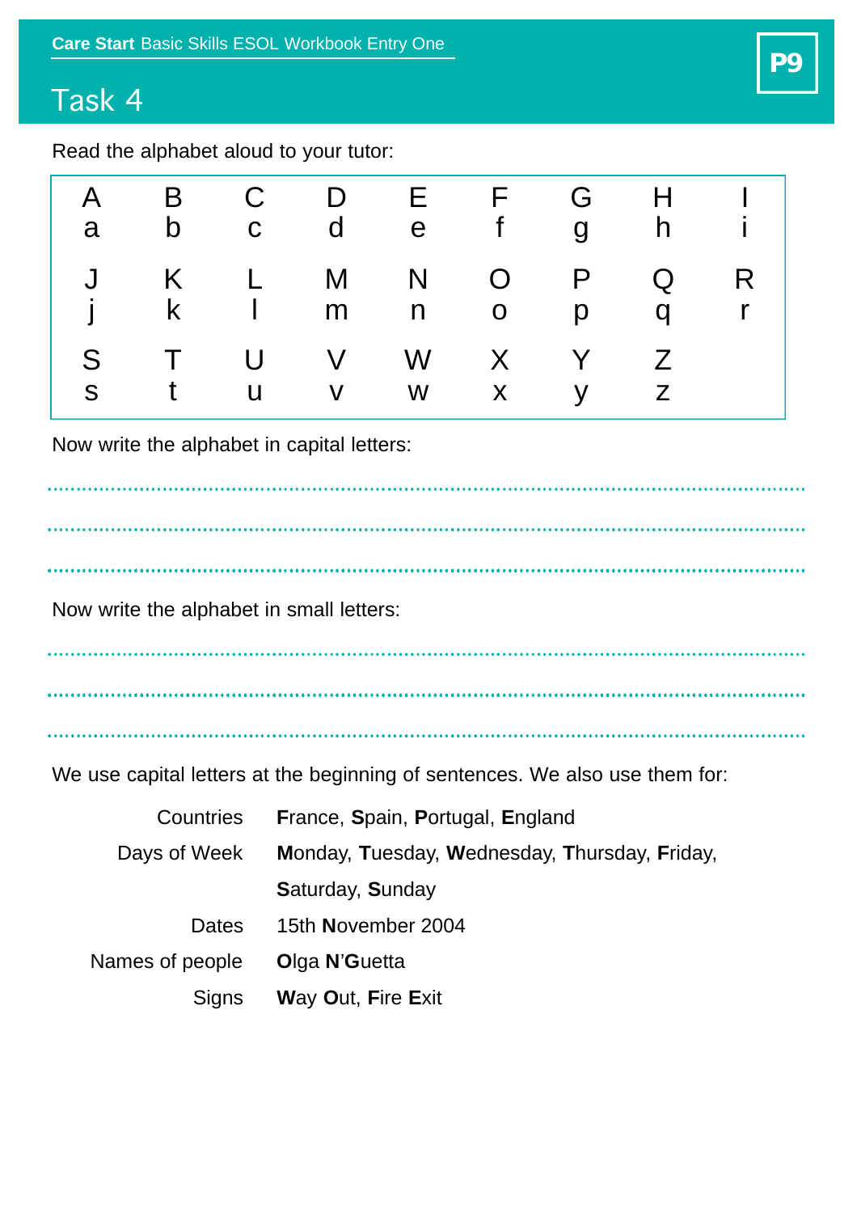# Task 4

Read the alphabet aloud to your tutor:

| | | | | | | | | |
|---|---|---|---|---|---|---|---|---|
| A<br>a | B<br>b | C<br>c | D<br>d | E<br>e | F<br>f | G<br>g | H<br>h | I<br>i |
| J<br>j | K<br>k | L<br>l | M<br>m | N<br>n | O<br>o | P<br>p | Q<br>q | R<br>r |
| S<br>s | T<br>t | U<br>u | V<br>v | W<br>w | X<br>x | Y<br>y | Z<br>z | |

Now write the alphabet in capital letters:

..........................................................................................

..........................................................................................

..........................................................................................

Now write the alphabet in small letters:

..........................................................................................

..........................................................................................

..........................................................................................

We use capital letters at the beginning of sentences. We also use them for:

| | |
|---|---|
| Countries | **F**rance, **S**pain, **P**ortugal, **E**ngland |
| Days of Week | **M**onday, **T**uesday, **W**ednesday, **T**hursday, **F**riday, **S**aturday, **S**unday |
| Dates | 15th **N**ovember 2004 |
| Names of people | **O**lga **N**'**G**uetta |
| Signs | **W**ay **O**ut, **F**ire **E**xit |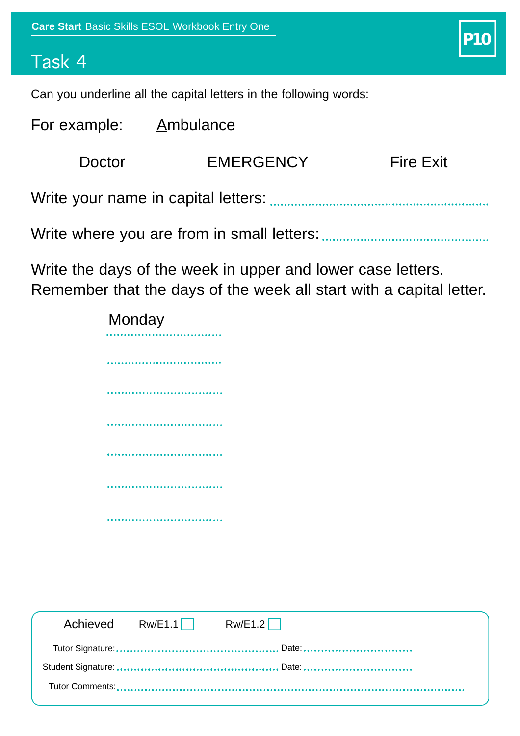Care Start Basic Skills ESOL Workbook Entry One

P10

# Task 4

Can you underline all the capital letters in the following words:

For example: <u>A</u>mbulance

Doctor EMERGENCY Fire Exit

Write your name in capital letters: ..............................................................

Write where you are from in small letters: ..............................................

Write the days of the week in upper and lower case letters.
Remember that the days of the week all start with a capital letter.

Monday
...................................

...................................

...................................

...................................

...................................

...................................

...................................

| Achieved | Rw/E1.1 ☐ | Rw/E1.2 ☐ |
|---|---|---|

Tutor Signature: ............................................. Date: ..............................

Student Signature: ............................................. Date: ..............................

Tutor Comments: ..........................................................................................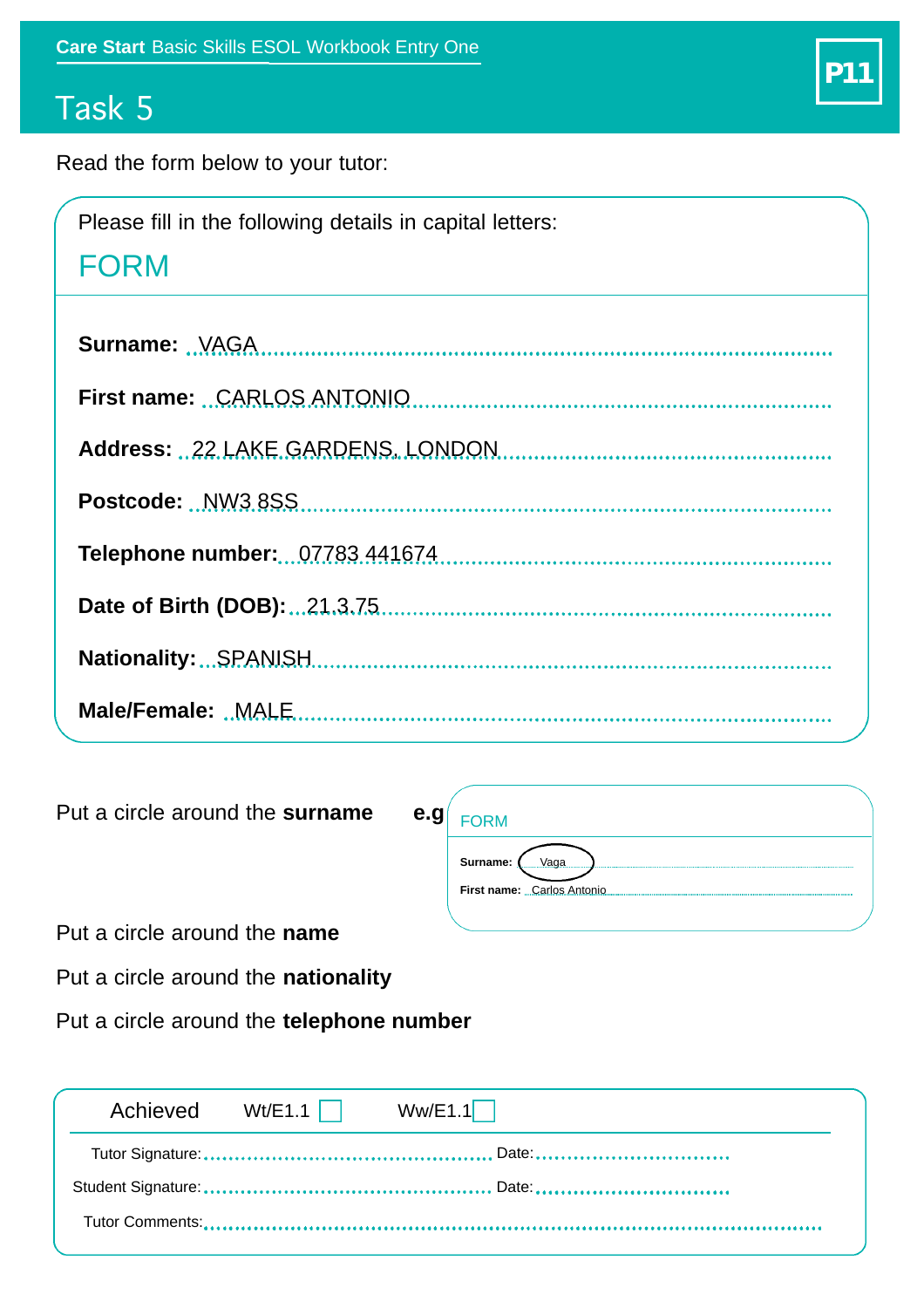**Care Start** Basic Skills ESOL Workbook Entry One

P11

# Task 5

Read the form below to your tutor:

Please fill in the following details in capital letters:

## FORM

**Surname:** VAGA

**First name:** CARLOS ANTONIO

**Address:** 22 LAKE GARDENS, LONDON

**Postcode:** NW3 8SS

**Telephone number:** 07783 441674

**Date of Birth (DOB):** 21.3.75

**Nationality:** SPANISH

**Male/Female:** MALE

Put a circle around the **surname** **e.g**

FORM

**Surname:** Vaga

**First name:** Carlos Antonio

Put a circle around the **name**

Put a circle around the **nationality**

Put a circle around the **telephone number**

Achieved Wt/E1.1 ☐ Ww/E1.1 ☐

Tutor Signature:.............................................. Date:...............................

Student Signature:.............................................. Date:...............................

Tutor Comments:..........................................................................................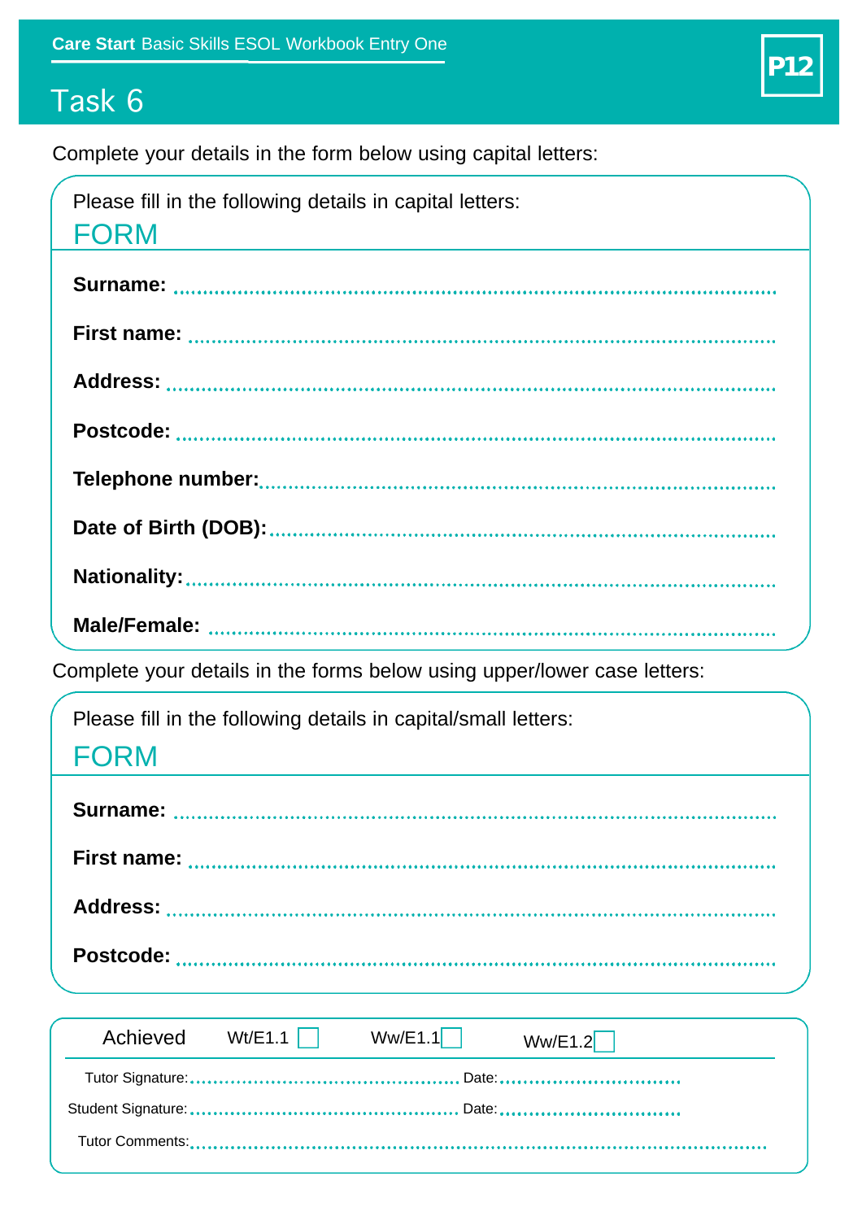Care Start Basic Skills ESOL Workbook Entry One

P12

# Task 6

Complete your details in the form below using capital letters:

Please fill in the following details in capital letters:

## FORM

**Surname:** ..........................................................................................

**First name:** ..........................................................................................

**Address:** ..........................................................................................

**Postcode:** ..........................................................................................

**Telephone number:**..........................................................................................

**Date of Birth (DOB):**..........................................................................................

**Nationality:**..........................................................................................

**Male/Female:** ..........................................................................................

Complete your details in the forms below using upper/lower case letters:

Please fill in the following details in capital/small letters:

## FORM

**Surname:** ..........................................................................................

**First name:** ..........................................................................................

**Address:** ..........................................................................................

**Postcode:** ..........................................................................................

| Achieved | Wt/E1.1 ☐ | Ww/E1.1 ☐ | Ww/E1.2 ☐ |
|---|---|---|---|

Tutor Signature:............................................... Date:...............................

Student Signature:............................................... Date:...............................

Tutor Comments:..........................................................................................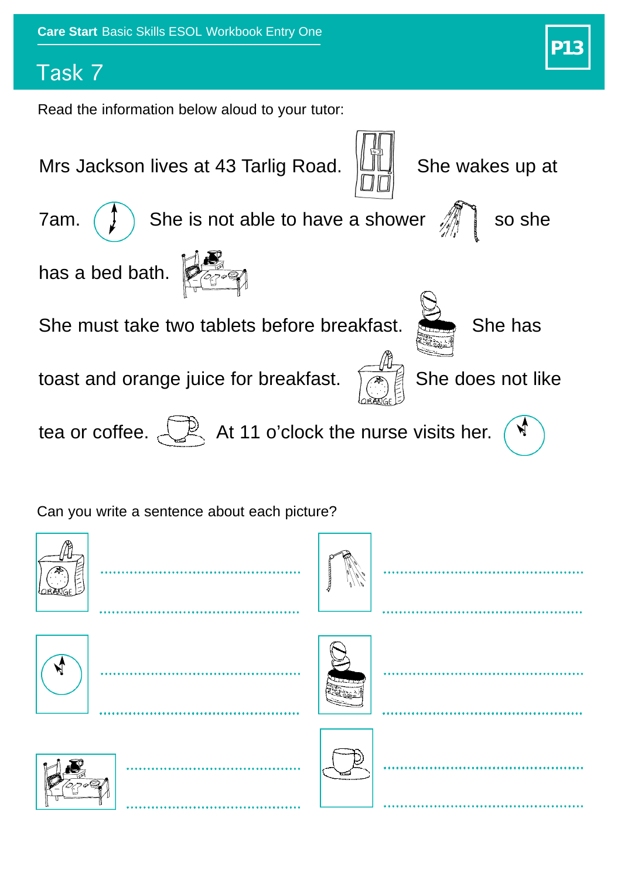# Task 7

Read the information below aloud to your tutor:

Mrs Jackson lives at 43 Tarlig Road. She wakes up at 7am. She is not able to have a shower so she has a bed bath.

She must take two tablets before breakfast. She has toast and orange juice for breakfast. She does not like tea or coffee. At 11 o'clock the nurse visits her.

Can you write a sentence about each picture?

....................................................

....................................................

....................................................

....................................................

....................................................

....................................................

....................................................

....................................................

....................................................

....................................................

....................................................

....................................................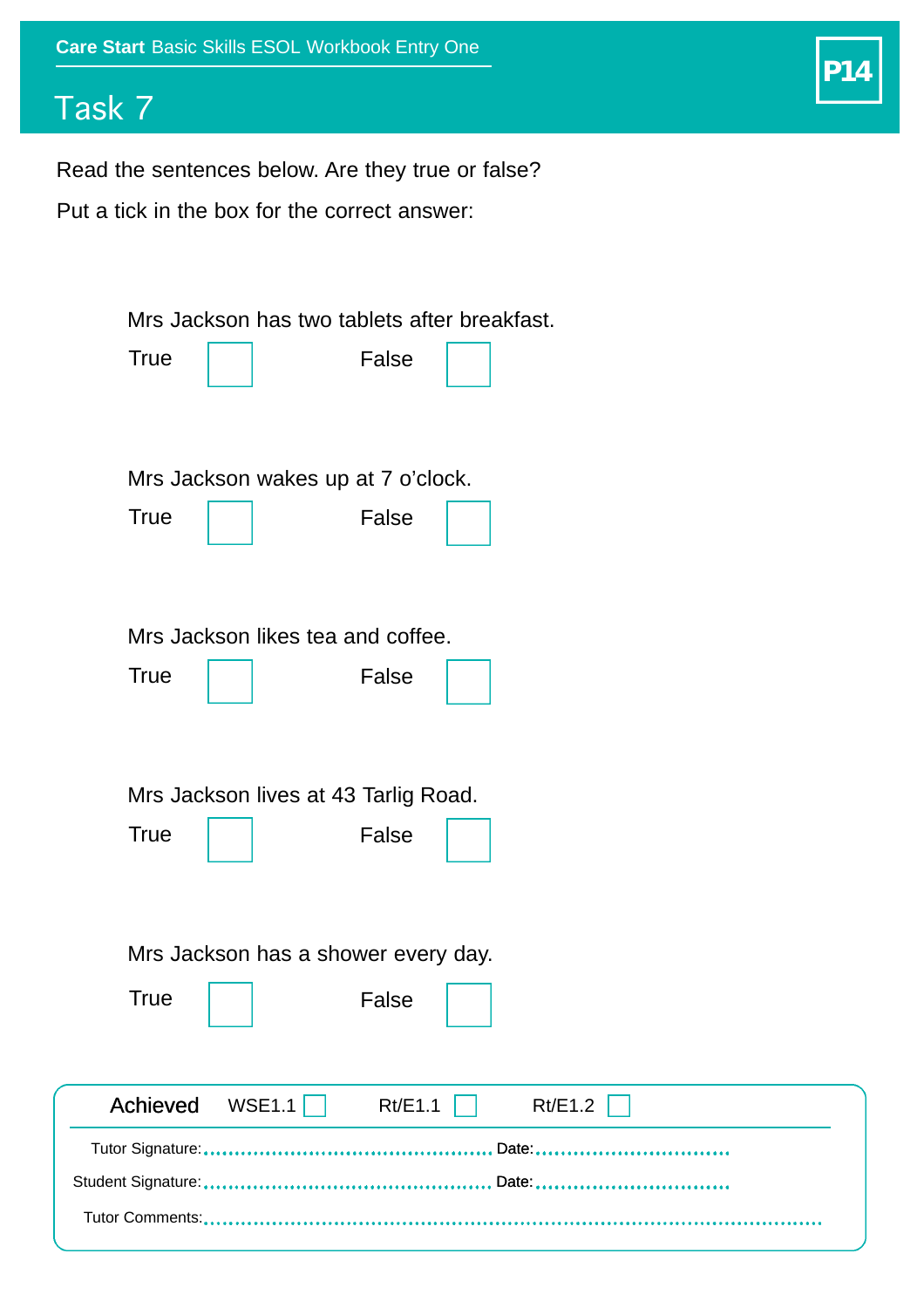Care Start Basic Skills ESOL Workbook Entry One

P14

# Task 7

Read the sentences below. Are they true or false?

Put a tick in the box for the correct answer:

Mrs Jackson has two tablets after breakfast.

True ☐ False ☐

Mrs Jackson wakes up at 7 o'clock.

True ☐ False ☐

Mrs Jackson likes tea and coffee.

True ☐ False ☐

Mrs Jackson lives at 43 Tarlig Road.

True ☐ False ☐

Mrs Jackson has a shower every day.

True ☐ False ☐

Achieved WSE1.1 ☐ Rt/E1.1 ☐ Rt/E1.2 ☐

Tutor Signature:.................................................. Date:..................................

Student Signature:.................................................. Date:..................................

Tutor Comments:..........................................................................................................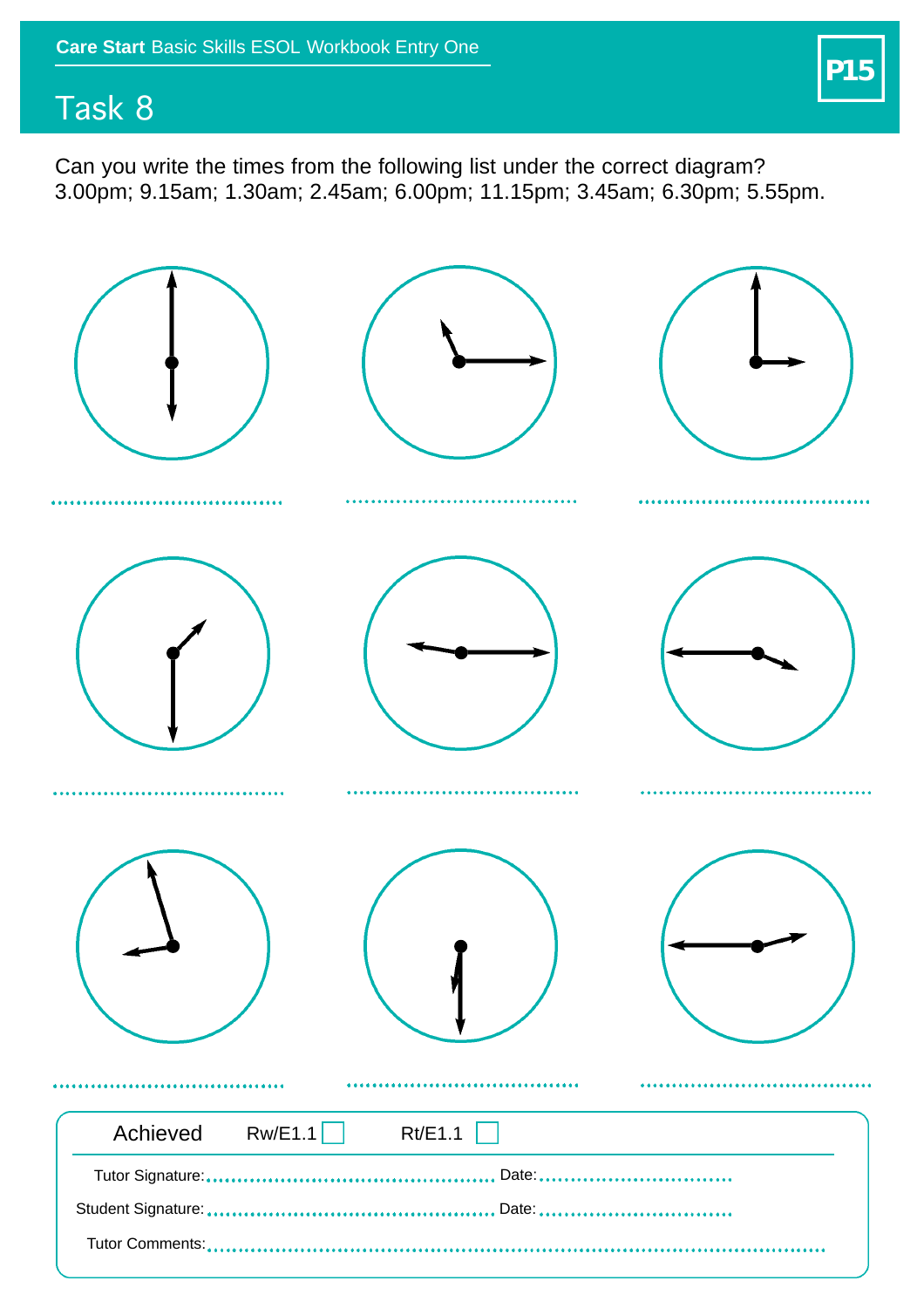Care Start Basic Skills ESOL Workbook Entry One

# Task 8

Can you write the times from the following list under the correct diagram?
3.00pm; 9.15am; 1.30am; 2.45am; 6.00pm; 11.15pm; 3.45am; 6.30pm; 5.55pm.

.......................................... .......................................... ..........................................

.......................................... .......................................... ..........................................

.......................................... .......................................... ..........................................

| Achieved | Rw/E1.1 ☐ | Rt/E1.1 ☐ |
|---|---|---|

Tutor Signature:.............................................. Date:..............................

Student Signature:.............................................. Date:..............................

Tutor Comments:..........................................................................................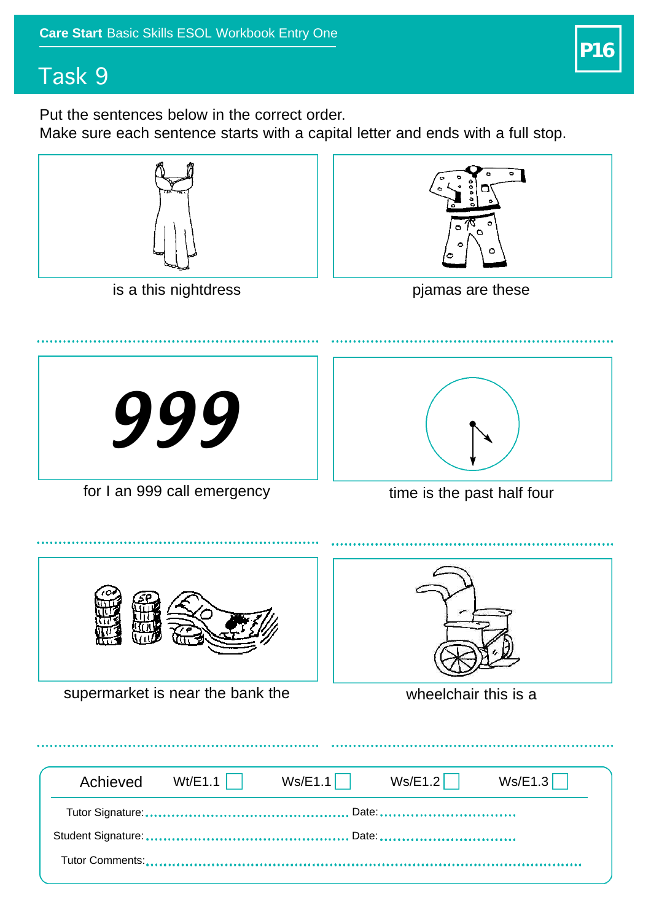Care Start Basic Skills ESOL Workbook Entry One

P16

# Task 9

Put the sentences below in the correct order.
Make sure each sentence starts with a capital letter and ends with a full stop.

is a this nightdress

..................................................................

pjamas are these

..................................................................

999

for I an 999 call emergency

..................................................................

time is the past half four

..................................................................

supermarket is near the bank the

..................................................................

wheelchair this is a

..................................................................

| Achieved | Wt/E1.1 ☐ | Ws/E1.1 ☐ | Ws/E1.2 ☐ | Ws/E1.3 ☐ |
|---|---|---|---|---|

Tutor Signature:................................................ Date:................................

Student Signature:................................................ Date:................................

Tutor Comments:..........................................................................................................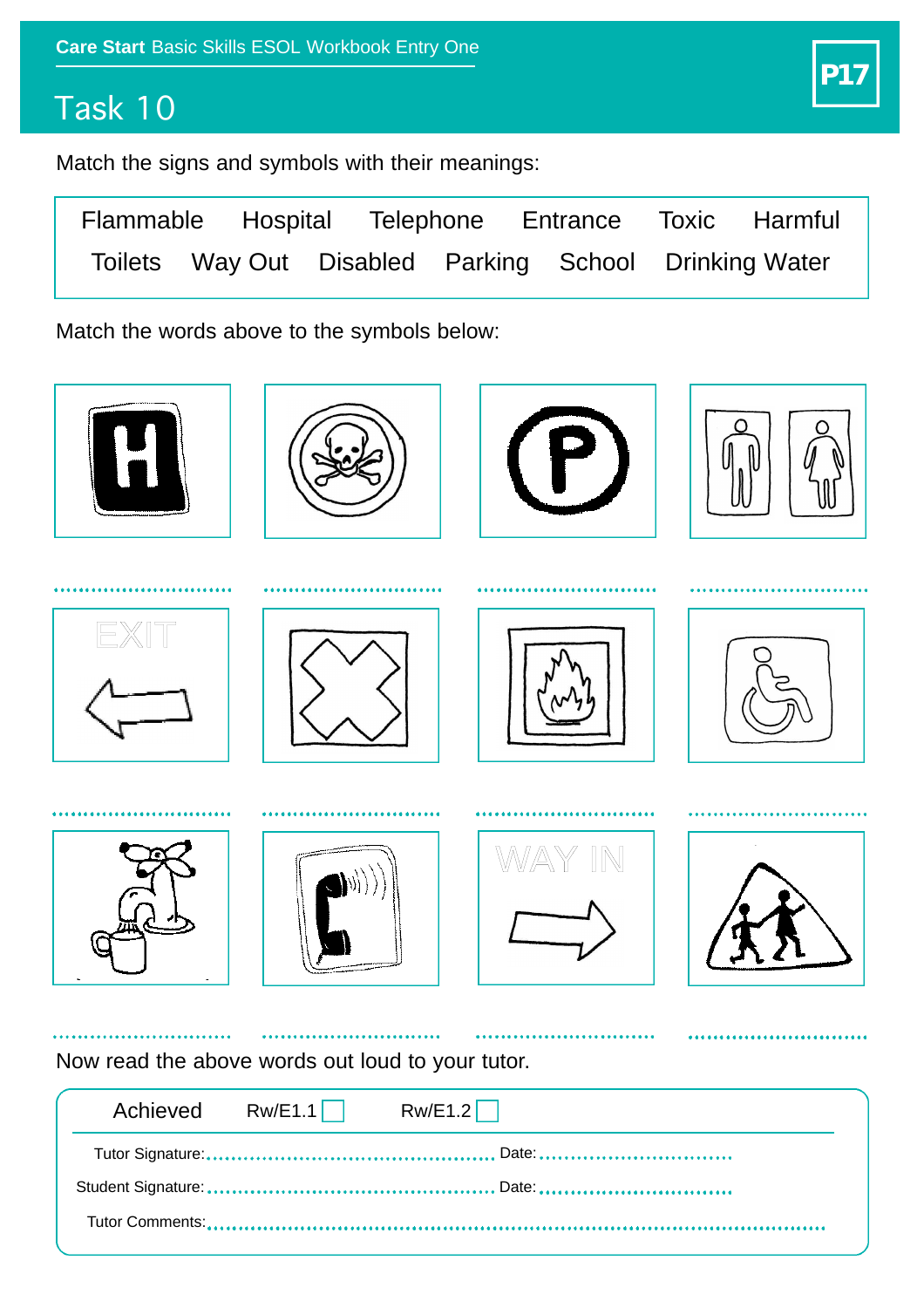# Task 10

Match the signs and symbols with their meanings:

| Flammable | Hospital | Telephone | Entrance | Toxic | Harmful |
|---|---|---|---|---|---|
| Toilets | Way Out | Disabled | Parking | School | Drinking Water |

Match the words above to the symbols below:

| | | | |
|---|---|---|---|
| H | | P | |
| .............................. | .............................. | .............................. | .............................. |
| EXIT | | | |
| .............................. | .............................. | .............................. | .............................. |
| | | WAY IN | |
| .............................. | .............................. | .............................. | .............................. |

Now read the above words out loud to your tutor.

Achieved Rw/E1.1 ☐ Rw/E1.2 ☐

Tutor Signature:.................................................. Date:..................................

Student Signature:.................................................. Date:..................................

Tutor Comments:..............................................................................................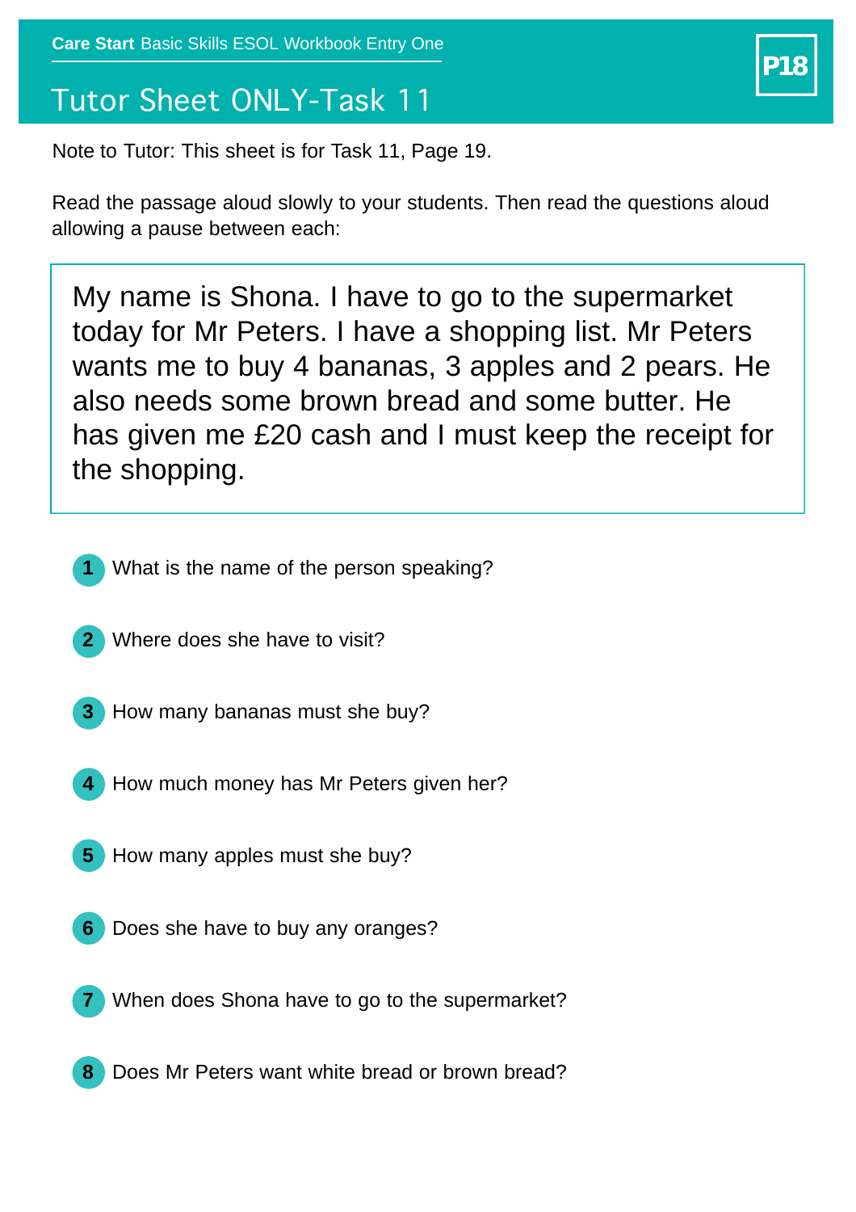**Care Start** Basic Skills ESOL Workbook Entry One

# Tutor Sheet ONLY-Task 11

P18

Note to Tutor: This sheet is for Task 11, Page 19.

Read the passage aloud slowly to your students. Then read the questions aloud allowing a pause between each:

> My name is Shona. I have to go to the supermarket today for Mr Peters. I have a shopping list. Mr Peters wants me to buy 4 bananas, 3 apples and 2 pears. He also needs some brown bread and some butter. He has given me £20 cash and I must keep the receipt for the shopping.

1. What is the name of the person speaking?
2. Where does she have to visit?
3. How many bananas must she buy?
4. How much money has Mr Peters given her?
5. How many apples must she buy?
6. Does she have to buy any oranges?
7. When does Shona have to go to the supermarket?
8. Does Mr Peters want white bread or brown bread?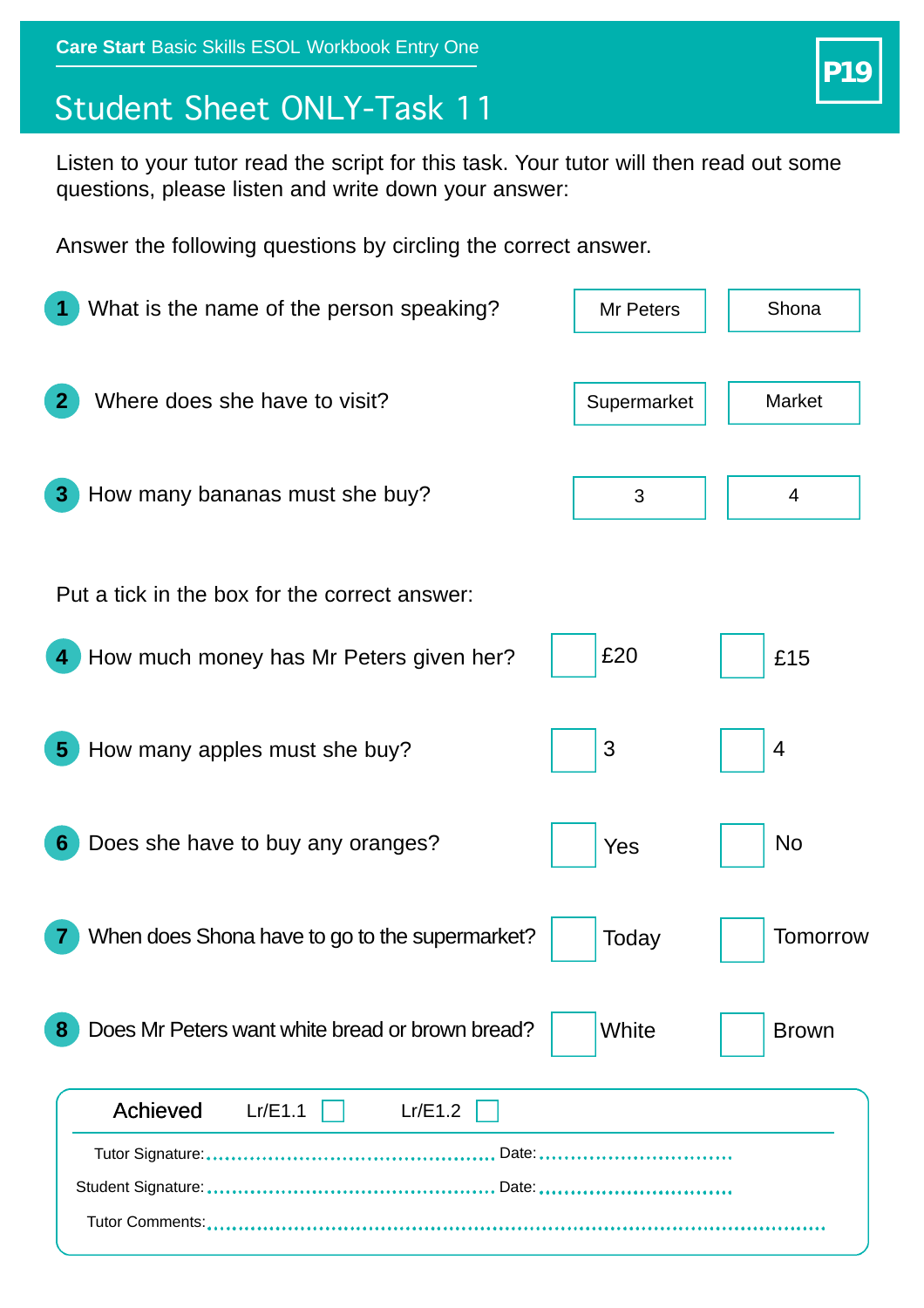**Care Start** Basic Skills ESOL Workbook Entry One

**P19**

# Student Sheet ONLY-Task 11

Listen to your tutor read the script for this task. Your tutor will then read out some questions, please listen and write down your answer:

Answer the following questions by circling the correct answer.

1. What is the name of the person speaking? — Mr Peters / Shona
2. Where does she have to visit? — Supermarket / Market
3. How many bananas must she buy? — 3 / 4

Put a tick in the box for the correct answer:

4. How much money has Mr Peters given her? — ☐ £20 ☐ £15
5. How many apples must she buy? — ☐ 3 ☐ 4
6. Does she have to buy any oranges? — ☐ Yes ☐ No
7. When does Shona have to go to the supermarket? — ☐ Today ☐ Tomorrow
8. Does Mr Peters want white bread or brown bread? — ☐ White ☐ Brown

Achieved Lr/E1.1 ☐ Lr/E1.2 ☐

Tutor Signature:.................................................. Date:................................

Student Signature:.................................................. Date:................................

Tutor Comments:..........................................................................................................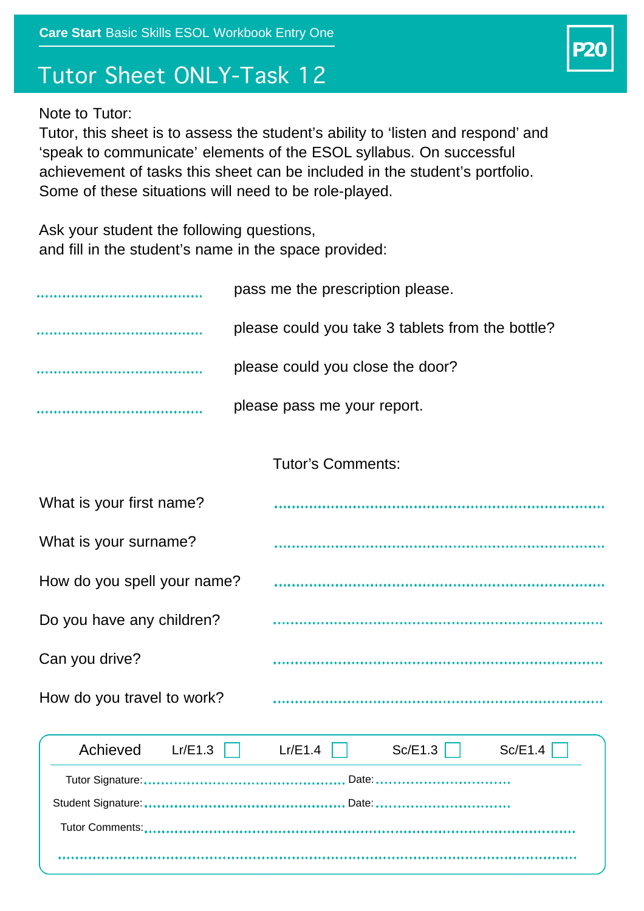**Care Start** Basic Skills ESOL Workbook Entry One

# Tutor Sheet ONLY-Task 12

P20

Note to Tutor:
Tutor, this sheet is to assess the student's ability to 'listen and respond' and 'speak to communicate' elements of the ESOL syllabus. On successful achievement of tasks this sheet can be included in the student's portfolio. Some of these situations will need to be role-played.

Ask your student the following questions,
and fill in the student's name in the space provided:

........................................ pass me the prescription please.

........................................ please could you take 3 tablets from the bottle?

........................................ please could you close the door?

........................................ please pass me your report.

| | Tutor's Comments: |
|---|---|
| What is your first name? | ........................................ |
| What is your surname? | ........................................ |
| How do you spell your name? | ........................................ |
| Do you have any children? | ........................................ |
| Can you drive? | ........................................ |
| How do you travel to work? | ........................................ |

Achieved Lr/E1.3 ☐ Lr/E1.4 ☐ Sc/E1.3 ☐ Sc/E1.4 ☐

Tutor Signature:........................................ Date:..............................

Student Signature:........................................ Date:..............................

Tutor Comments:........................................................................

........................................................................................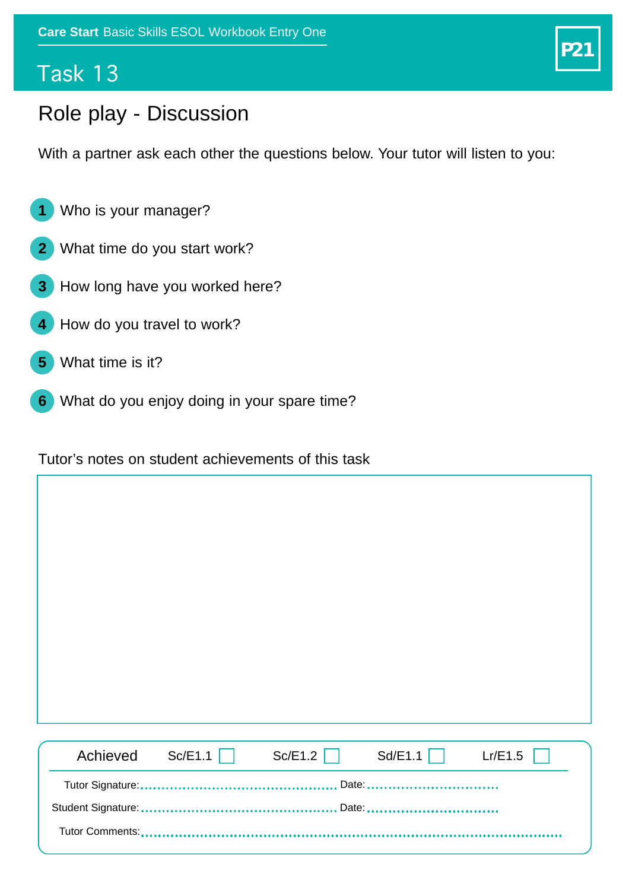**Care Start** Basic Skills ESOL Workbook Entry One

# Task 13

## Role play - Discussion

With a partner ask each other the questions below. Your tutor will listen to you:

1. Who is your manager?
2. What time do you start work?
3. How long have you worked here?
4. How do you travel to work?
5. What time is it?
6. What do you enjoy doing in your spare time?

Tutor's notes on student achievements of this task

| Achieved | Sc/E1.1 ☐ | Sc/E1.2 ☐ | Sd/E1.1 ☐ | Lr/E1.5 ☐ |
|---|---|---|---|---|

Tutor Signature:............................................ Date:..............................

Student Signature:............................................ Date:..............................

Tutor Comments:..........................................................................................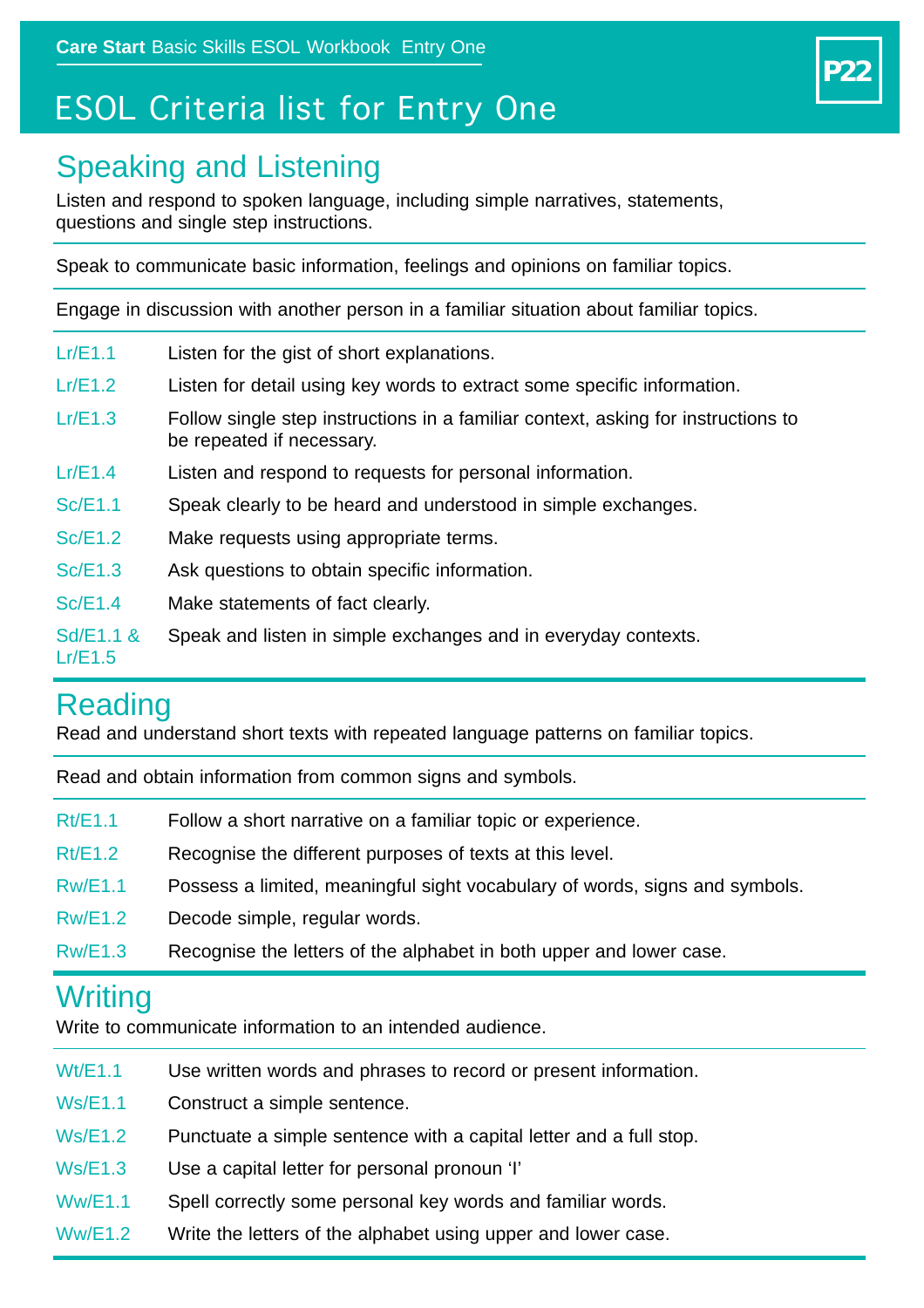# ESOL Criteria list for Entry One

## Speaking and Listening

Listen and respond to spoken language, including simple narratives, statements, questions and single step instructions.

Speak to communicate basic information, feelings and opinions on familiar topics.

Engage in discussion with another person in a familiar situation about familiar topics.

| | |
|---|---|
| Lr/E1.1 | Listen for the gist of short explanations. |
| Lr/E1.2 | Listen for detail using key words to extract some specific information. |
| Lr/E1.3 | Follow single step instructions in a familiar context, asking for instructions to be repeated if necessary. |
| Lr/E1.4 | Listen and respond to requests for personal information. |
| Sc/E1.1 | Speak clearly to be heard and understood in simple exchanges. |
| Sc/E1.2 | Make requests using appropriate terms. |
| Sc/E1.3 | Ask questions to obtain specific information. |
| Sc/E1.4 | Make statements of fact clearly. |
| Sd/E1.1 & Lr/E1.5 | Speak and listen in simple exchanges and in everyday contexts. |

## Reading

Read and understand short texts with repeated language patterns on familiar topics.

Read and obtain information from common signs and symbols.

| | |
|---|---|
| Rt/E1.1 | Follow a short narrative on a familiar topic or experience. |
| Rt/E1.2 | Recognise the different purposes of texts at this level. |
| Rw/E1.1 | Possess a limited, meaningful sight vocabulary of words, signs and symbols. |
| Rw/E1.2 | Decode simple, regular words. |
| Rw/E1.3 | Recognise the letters of the alphabet in both upper and lower case. |

## Writing

Write to communicate information to an intended audience.

| | |
|---|---|
| Wt/E1.1 | Use written words and phrases to record or present information. |
| Ws/E1.1 | Construct a simple sentence. |
| Ws/E1.2 | Punctuate a simple sentence with a capital letter and a full stop. |
| Ws/E1.3 | Use a capital letter for personal pronoun 'I' |
| Ww/E1.1 | Spell correctly some personal key words and familiar words. |
| Ww/E1.2 | Write the letters of the alphabet using upper and lower case. |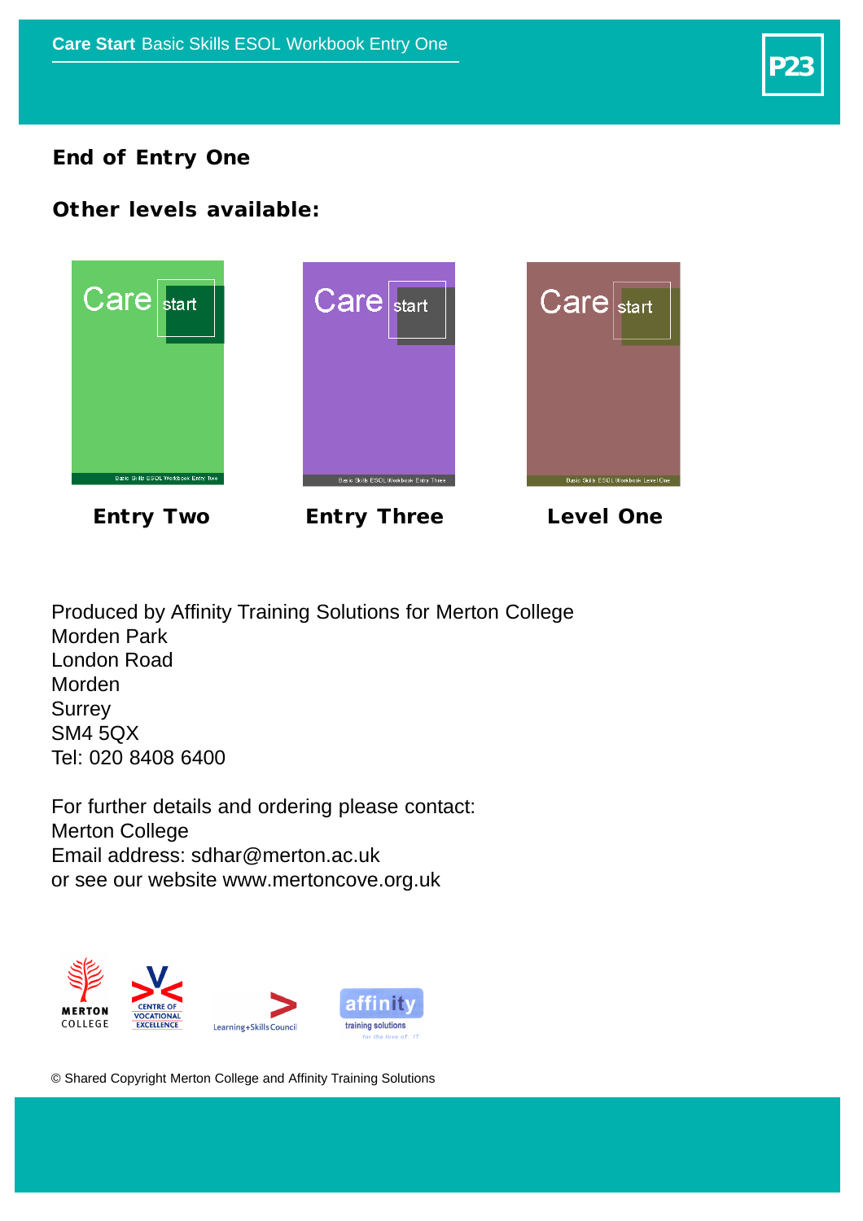## End of Entry One

## Other levels available:

**Entry Two** **Entry Three** **Level One**

Produced by Affinity Training Solutions for Merton College
Morden Park
London Road
Morden
Surrey
SM4 5QX
Tel: 020 8408 6400

For further details and ordering please contact:
Merton College
Email address: sdhar@merton.ac.uk
or see our website www.mertoncove.org.uk

© Shared Copyright Merton College and Affinity Training Solutions